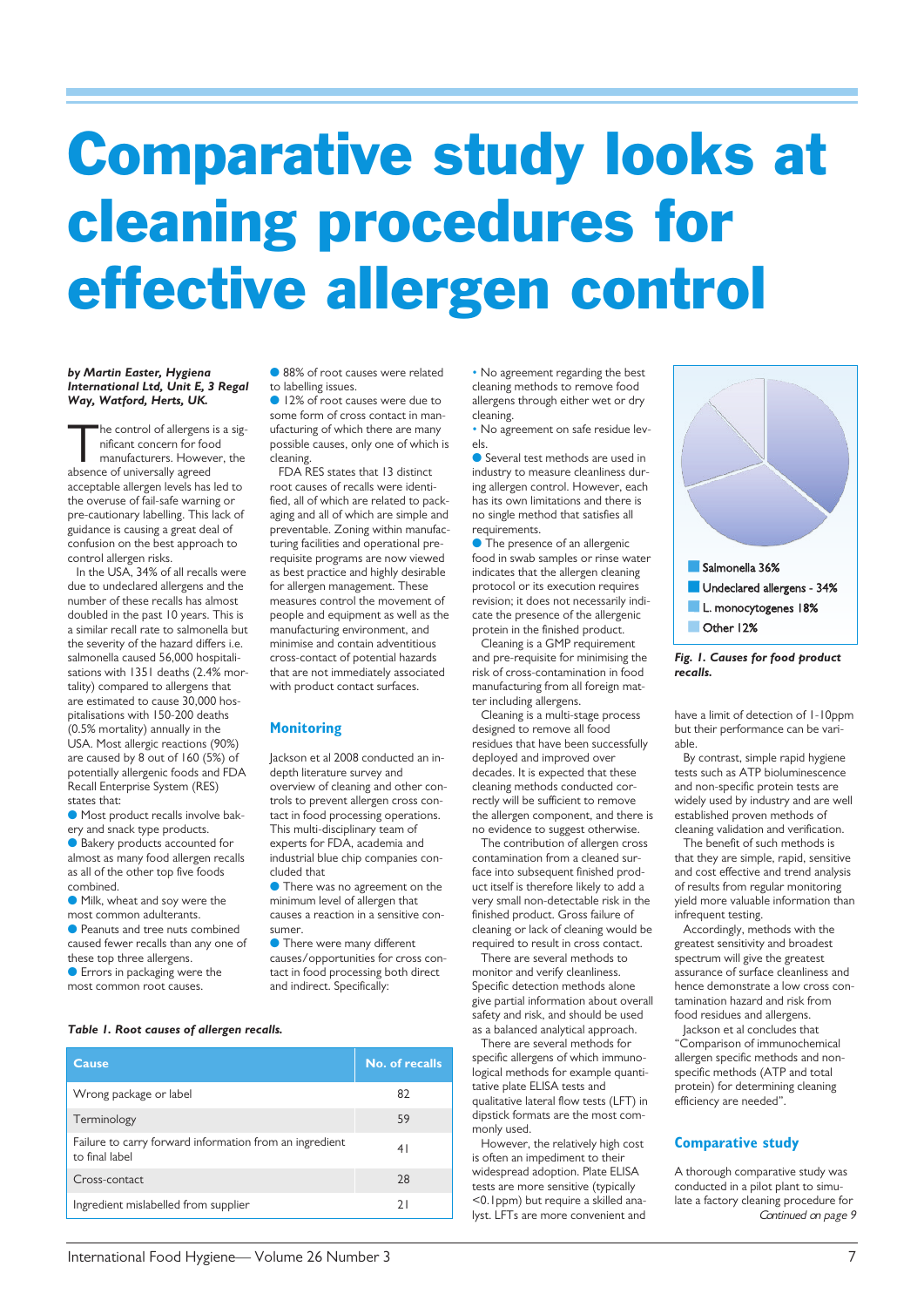# Comparative study looks at cleaning procedures for effective allergen control

***by Martin Easter, Hygiena International Ltd, Unit E, 3 Regal Way, Watford, Herts, UK.***

The control of allergens is a significant concern for food manufacturers. However, the absence of universally agreed acceptable allergen levels has led to the overuse of fail-safe warning or pre-cautionary labelling. This lack of guidance is causing a great deal of confusion on the best approach to control allergen risks.

In the USA, 34% of all recalls were due to undeclared allergens and the number of these recalls has almost doubled in the past 10 years. This is a similar recall rate to salmonella but the severity of the hazard differs i.e. salmonella caused 56,000 hospitalisations with 1351 deaths (2.4% mortality) compared to allergens that are estimated to cause 30,000 hospitalisations with 150-200 deaths (0.5% mortality) annually in the USA. Most allergic reactions (90%) are caused by 8 out of 160 (5%) of potentially allergenic foods and FDA Recall Enterprise System (RES) states that:

- Most product recalls involve bakery and snack type products.
- Bakery products accounted for almost as many food allergen recalls as all of the other top five foods combined.
- Milk, wheat and soy were the most common adulterants.
- Peanuts and tree nuts combined caused fewer recalls than any one of these top three allergens.
- Errors in packaging were the most common root causes.
- 88% of root causes were related to labelling issues.
- 12% of root causes were due to some form of cross contact in manufacturing of which there are many possible causes, only one of which is cleaning.

FDA RES states that 13 distinct root causes of recalls were identified, all of which are related to packaging and all of which are simple and preventable. Zoning within manufacturing facilities and operational pre-requisite programs are now viewed as best practice and highly desirable for allergen management. These measures control the movement of people and equipment as well as the manufacturing environment, and minimise and contain adventitious cross-contact of potential hazards that are not immediately associated with product contact surfaces.

*Table 1. Root causes of allergen recalls.*

| Cause | No. of recalls |
|---|---|
| Wrong package or label | 82 |
| Terminology | 59 |
| Failure to carry forward information from an ingredient to final label | 41 |
| Cross-contact | 28 |
| Ingredient mislabelled from supplier | 21 |

## Monitoring

Jackson et al 2008 conducted an in-depth literature survey and overview of cleaning and other controls to prevent allergen cross contact in food processing operations. This multi-disciplinary team of experts for FDA, academia and industrial blue chip companies concluded that

- There was no agreement on the minimum level of allergen that causes a reaction in a sensitive consumer.
- There were many different causes/opportunities for cross contact in food processing both direct and indirect. Specifically:
  - No agreement regarding the best cleaning methods to remove food allergens through either wet or dry cleaning.
  - No agreement on safe residue levels.
- Several test methods are used in industry to measure cleanliness during allergen control. However, each has its own limitations and there is no single method that satisfies all requirements.
- The presence of an allergenic food in swab samples or rinse water indicates that the allergen cleaning protocol or its execution requires revision; it does not necessarily indicate the presence of the allergenic protein in the finished product.

Cleaning is a GMP requirement and pre-requisite for minimising the risk of cross-contamination in food manufacturing from all foreign matter including allergens.

Cleaning is a multi-stage process designed to remove all food residues that have been successfully deployed and improved over decades. It is expected that these cleaning methods conducted correctly will be sufficient to remove the allergen component, and there is no evidence to suggest otherwise.

The contribution of allergen cross contamination from a cleaned surface into subsequent finished product itself is therefore likely to add a very small non-detectable risk in the finished product. Gross failure of cleaning or lack of cleaning would be required to result in cross contact.

There are several methods to monitor and verify cleanliness. Specific detection methods alone give partial information about overall safety and risk, and should be used as a balanced analytical approach.

There are several methods for specific allergens of which immunological methods for example quantitative plate ELISA tests and qualitative lateral flow tests (LFT) in dipstick formats are the most commonly used.

However, the relatively high cost is often an impediment to their widespread adoption. Plate ELISA tests are more sensitive (typically <0.1ppm) but require a skilled analyst. LFTs are more convenient and have a limit of detection of 1-10ppm but their performance can be variable.

Salmonella 36%
Undeclared allergens - 34%
L. monocytogenes 18%
Other 12%

***Fig. 1. Causes for food product recalls.***

By contrast, simple rapid hygiene tests such as ATP bioluminescence and non-specific protein tests are widely used by industry and are well established proven methods of cleaning validation and verification.

The benefit of such methods is that they are simple, rapid, sensitive and cost effective and trend analysis of results from regular monitoring yield more valuable information than infrequent testing.

Accordingly, methods with the greatest sensitivity and broadest spectrum will give the greatest assurance of surface cleanliness and hence demonstrate a low cross contamination hazard and risk from food residues and allergens.

Jackson et al concludes that "Comparison of immunochemical allergen specific methods and non-specific methods (ATP and total protein) for determining cleaning efficiency are needed".

## Comparative study

A thorough comparative study was conducted in a pilot plant to simulate a factory cleaning procedure for

*Continued on page 9*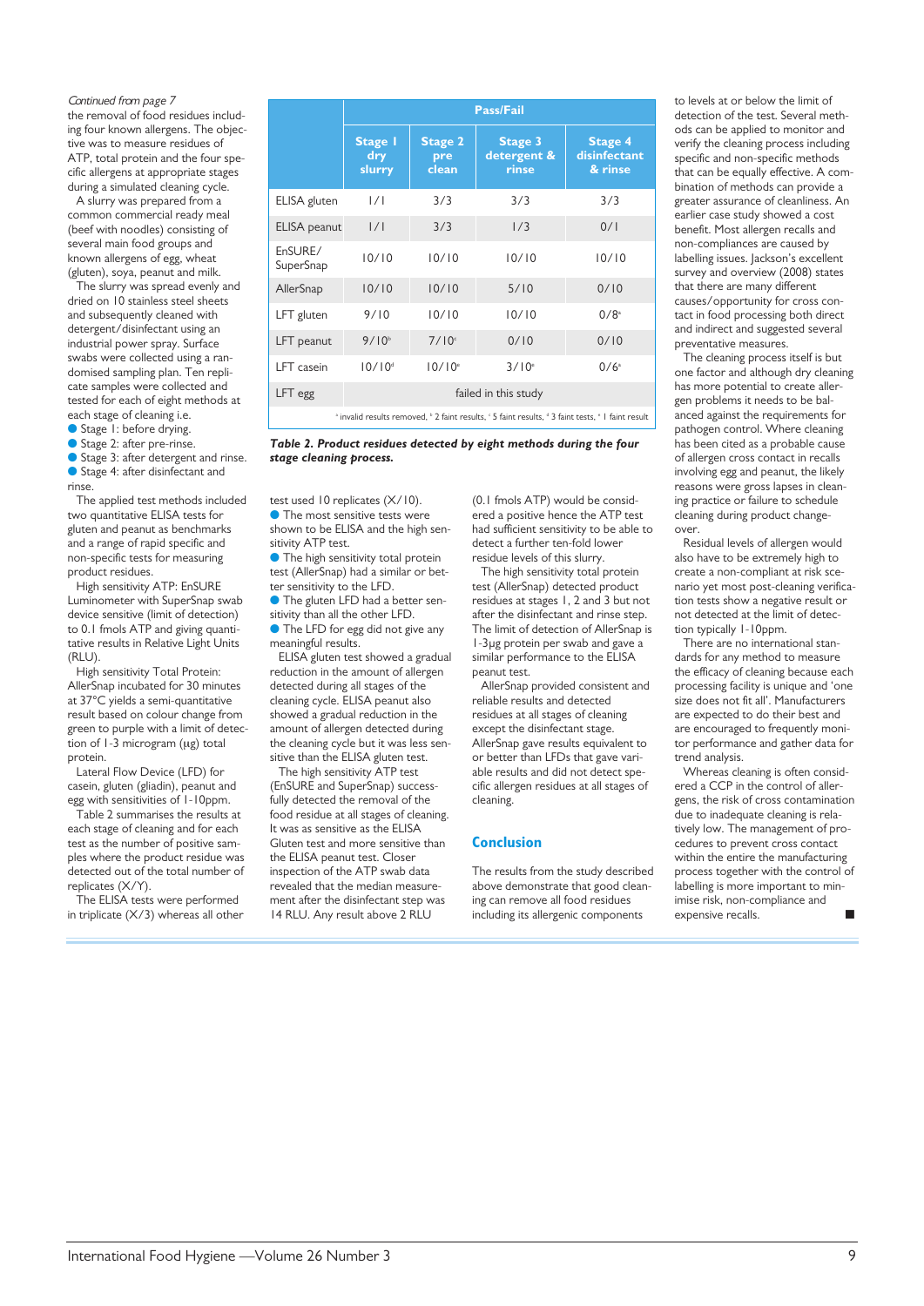*Continued from page 7*

the removal of food residues including four known allergens. The objective was to measure residues of ATP, total protein and the four specific allergens at appropriate stages during a simulated cleaning cycle.

A slurry was prepared from a common commercial ready meal (beef with noodles) consisting of several main food groups and known allergens of egg, wheat (gluten), soya, peanut and milk.

The slurry was spread evenly and dried on 10 stainless steel sheets and subsequently cleaned with detergent/disinfectant using an industrial power spray. Surface swabs were collected using a randomised sampling plan. Ten replicate samples were collected and tested for each of eight methods at each stage of cleaning i.e.

- Stage 1: before drying.
- Stage 2: after pre-rinse.
- Stage 3: after detergent and rinse.
- Stage 4: after disinfectant and rinse.

The applied test methods included two quantitative ELISA tests for gluten and peanut as benchmarks and a range of rapid specific and non-specific tests for measuring product residues.

High sensitivity ATP: EnSURE Luminometer with SuperSnap swab device sensitive (limit of detection) to 0.1 fmols ATP and giving quantitative results in Relative Light Units (RLU).

High sensitivity Total Protein: AllerSnap incubated for 30 minutes at 37°C yields a semi-quantitative result based on colour change from green to purple with a limit of detection of 1-3 microgram (µg) total protein.

Lateral Flow Device (LFD) for casein, gluten (gliadin), peanut and egg with sensitivities of 1-10ppm.

Table 2 summarises the results at each stage of cleaning and for each test as the number of positive samples where the product residue was detected out of the total number of replicates (X/Y).

The ELISA tests were performed in triplicate (X/3) whereas all other test used 10 replicates (X/10).

- The most sensitive tests were shown to be ELISA and the high sensitivity ATP test.
- The high sensitivity total protein test (AllerSnap) had a similar or better sensitivity to the LFD.
- The gluten LFD had a better sensitivity than all the other LFD.
- The LFD for egg did not give any meaningful results.

ELISA gluten test showed a gradual reduction in the amount of allergen detected during all stages of the cleaning cycle. ELISA peanut also showed a gradual reduction in the amount of allergen detected during the cleaning cycle but it was less sensitive than the ELISA gluten test.

The high sensitivity ATP test (EnSURE and SuperSnap) successfully detected the removal of the food residue at all stages of cleaning. It was as sensitive as the ELISA Gluten test and more sensitive than the ELISA peanut test. Closer inspection of the ATP swab data revealed that the median measurement after the disinfectant step was 14 RLU. Any result above 2 RLU (0.1 fmols ATP) would be considered a positive hence the ATP test had sufficient sensitivity to be able to detect a further ten-fold lower residue levels of this slurry.

The high sensitivity total protein test (AllerSnap) detected product residues at stages 1, 2 and 3 but not after the disinfectant and rinse step. The limit of detection of AllerSnap is 1-3µg protein per swab and gave a similar performance to the ELISA peanut test.

AllerSnap provided consistent and reliable results and detected residues at all stages of cleaning except the disinfectant stage. AllerSnap gave results equivalent to or better than LFDs that gave variable results and did not detect specific allergen residues at all stages of cleaning.

| | Pass/Fail | | | |
|---|---|---|---|---|
| | Stage 1 dry slurry | Stage 2 pre clean | Stage 3 detergent & rinse | Stage 4 disinfectant & rinse |
| ELISA gluten | 1/1 | 3/3 | 3/3 | 3/3 |
| ELISA peanut | 1/1 | 3/3 | 1/3 | 0/1 |
| EnSURE/ SuperSnap | 10/10 | 10/10 | 10/10 | 10/10 |
| AllerSnap | 10/10 | 10/10 | 5/10 | 0/10 |
| LFT gluten | 9/10 | 10/10 | 10/10 | 0/8[a] |
| LFT peanut | 9/10[b] | 7/10[c] | 0/10 | 0/10 |
| LFT casein | 10/10[d] | 10/10[e] | 3/10[e] | 0/6[a] |
| LFT egg | failed in this study | | | |

[a] invalid results removed, [b] 2 faint results, [c] 5 faint results, [d] 3 faint tests, [e] 1 faint result

***Table 2. Product residues detected by eight methods during the four stage cleaning process.***

## Conclusion

The results from the study described above demonstrate that good cleaning can remove all food residues including its allergenic components to levels at or below the limit of detection of the test. Several methods can be applied to monitor and verify the cleaning process including specific and non-specific methods that can be equally effective. A combination of methods can provide a greater assurance of cleanliness. An earlier case study showed a cost benefit. Most allergen recalls and non-compliances are caused by labelling issues. Jackson's excellent survey and overview (2008) states that there are many different causes/opportunity for cross contact in food processing both direct and indirect and suggested several preventative measures.

The cleaning process itself is but one factor and although dry cleaning has more potential to create allergen problems it needs to be balanced against the requirements for pathogen control. Where cleaning has been cited as a probable cause of allergen cross contact in recalls involving egg and peanut, the likely reasons were gross lapses in cleaning practice or failure to schedule cleaning during product changeover.

Residual levels of allergen would also have to be extremely high to create a non-compliant at risk scenario yet most post-cleaning verification tests show a negative result or not detected at the limit of detection typically 1-10ppm.

There are no international standards for any method to measure the efficacy of cleaning because each processing facility is unique and 'one size does not fit all'. Manufacturers are expected to do their best and are encouraged to frequently monitor performance and gather data for trend analysis.

Whereas cleaning is often considered a CCP in the control of allergens, the risk of cross contamination due to inadequate cleaning is relatively low. The management of procedures to prevent cross contact within the entire the manufacturing process together with the control of labelling is more important to minimise risk, non-compliance and expensive recalls.